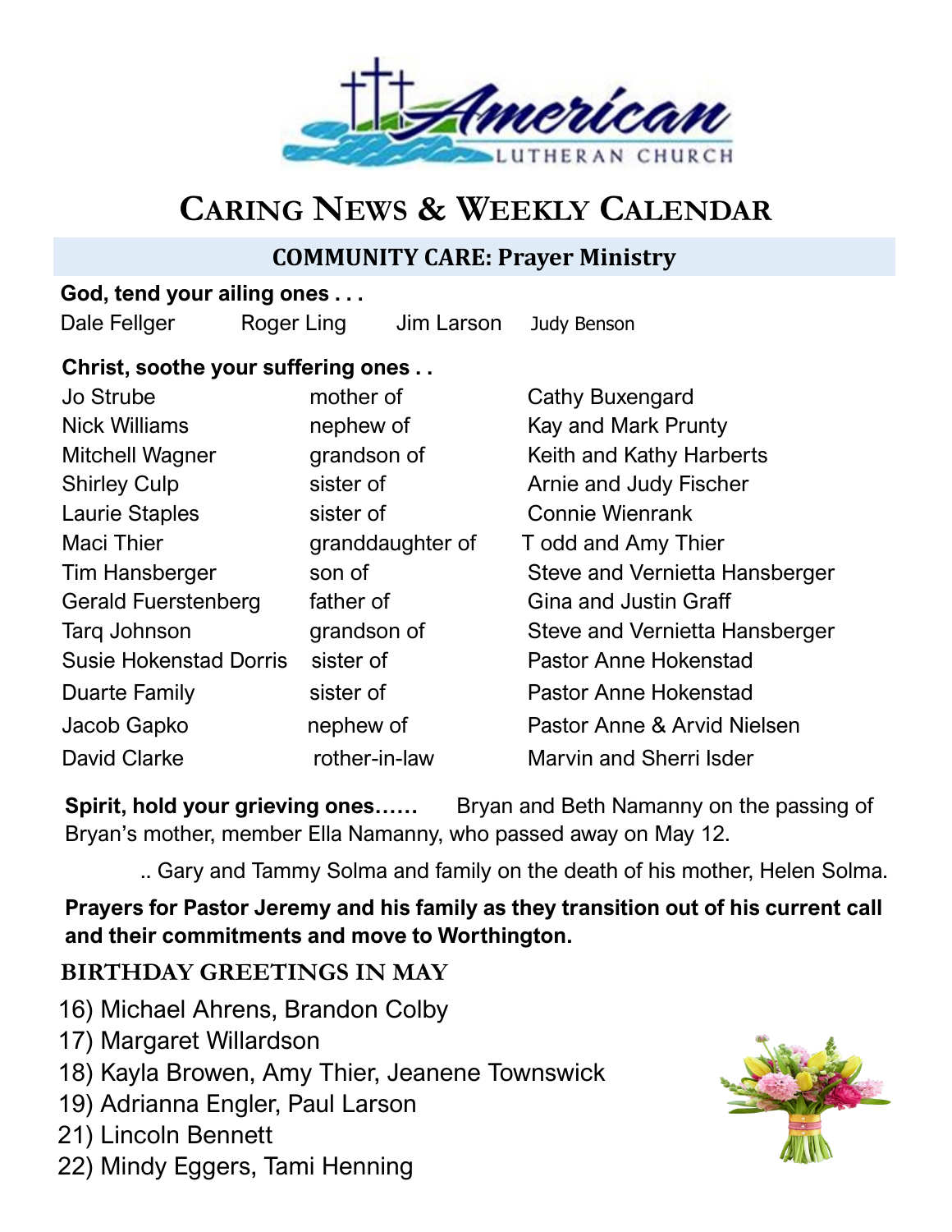# Caring News & Weekly Calendar

## COMMUNITY CARE: Prayer Ministry

**God, tend your ailing ones . . .**

Dale Fellger    Roger Ling    Jim Larson    Judy Benson

**Christ, soothe your suffering ones . .**

| | | |
|---|---|---|
| Jo Strube | mother of | Cathy Buxengard |
| Nick Williams | nephew of | Kay and Mark Prunty |
| Mitchell Wagner | grandson of | Keith and Kathy Harberts |
| Shirley Culp | sister of | Arnie and Judy Fischer |
| Laurie Staples | sister of | Connie Wienrank |
| Maci Thier | granddaughter of | T odd and Amy Thier |
| Tim Hansberger | son of | Steve and Vernietta Hansberger |
| Gerald Fuerstenberg | father of | Gina and Justin Graff |
| Tarq Johnson | grandson of | Steve and Vernietta Hansberger |
| Susie Hokenstad Dorris | sister of | Pastor Anne Hokenstad |
| Duarte Family | sister of | Pastor Anne Hokenstad |
| Jacob Gapko | nephew of | Pastor Anne & Arvid Nielsen |
| David Clarke | rother-in-law | Marvin and Sherri Isder |

**Spirit, hold your grieving ones……** Bryan and Beth Namanny on the passing of Bryan's mother, member Ella Namanny, who passed away on May 12.

.. Gary and Tammy Solma and family on the death of his mother, Helen Solma.

**Prayers for Pastor Jeremy and his family as they transition out of his current call and their commitments and move to Worthington.**

### BIRTHDAY GREETINGS IN MAY

16) Michael Ahrens, Brandon Colby
17) Margaret Willardson
18) Kayla Browen, Amy Thier, Jeanene Townswick
19) Adrianna Engler, Paul Larson
21) Lincoln Bennett
22) Mindy Eggers, Tami Henning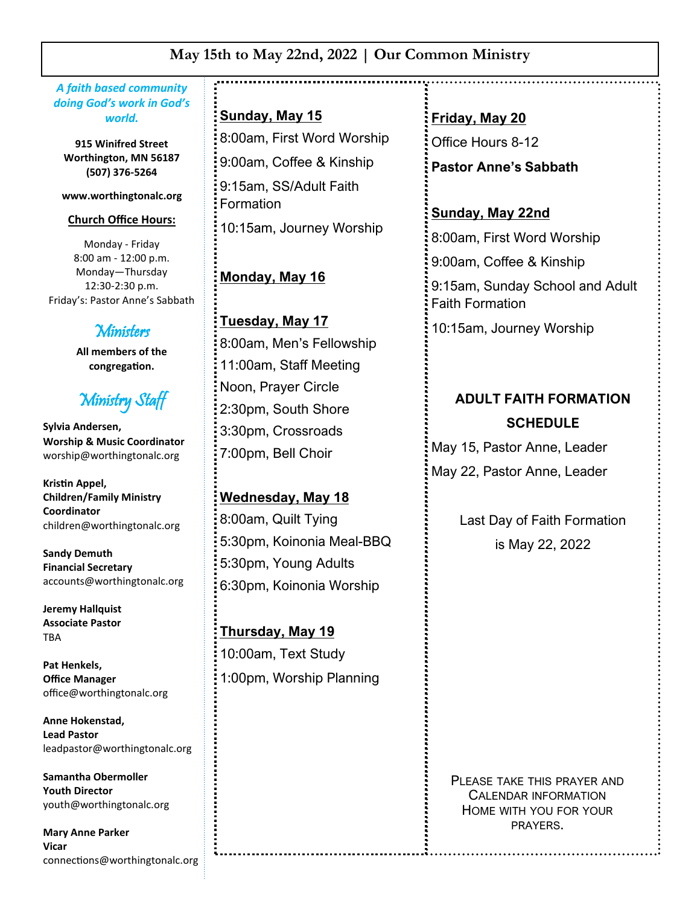# May 15th to May 22nd, 2022 | Our Common Ministry

*A faith based community doing God's work in God's world.*

**915 Winifred Street**
**Worthington, MN 56187**
**(507) 376-5264**

**www.worthingtonalc.org**

**Church Office Hours:**

Monday - Friday
8:00 am - 12:00 p.m.
Monday—Thursday
12:30-2:30 p.m.
Friday's: Pastor Anne's Sabbath

## Ministers

**All members of the congregation.**

## Ministry Staff

**Sylvia Andersen,**
**Worship & Music Coordinator**
worship@worthingtonalc.org

**Kristin Appel,**
**Children/Family Ministry Coordinator**
children@worthingtonalc.org

**Sandy Demuth**
**Financial Secretary**
accounts@worthingtonalc.org

**Jeremy Hallquist**
**Associate Pastor**
TBA

**Pat Henkels,**
**Office Manager**
office@worthingtonalc.org

**Anne Hokenstad,**
**Lead Pastor**
leadpastor@worthingtonalc.org

**Samantha Obermoller**
**Youth Director**
youth@worthingtonalc.org

**Mary Anne Parker**
**Vicar**
connections@worthingtonalc.org

**Sunday, May 15**

8:00am, First Word Worship

9:00am, Coffee & Kinship

9:15am, SS/Adult Faith Formation

10:15am, Journey Worship

**Monday, May 16**

**Tuesday, May 17**

8:00am, Men's Fellowship

11:00am, Staff Meeting

Noon, Prayer Circle

2:30pm, South Shore

3:30pm, Crossroads

7:00pm, Bell Choir

**Wednesday, May 18**

8:00am, Quilt Tying

5:30pm, Koinonia Meal-BBQ

5:30pm, Young Adults

6:30pm, Koinonia Worship

**Thursday, May 19**

10:00am, Text Study

1:00pm, Worship Planning

**Friday, May 20**

Office Hours 8-12

**Pastor Anne's Sabbath**

**Sunday, May 22nd**

8:00am, First Word Worship

9:00am, Coffee & Kinship

9:15am, Sunday School and Adult Faith Formation

10:15am, Journey Worship

**ADULT FAITH FORMATION SCHEDULE**

May 15, Pastor Anne, Leader

May 22, Pastor Anne, Leader

Last Day of Faith Formation is May 22, 2022

Please take this prayer and Calendar information Home with you for your prayers.